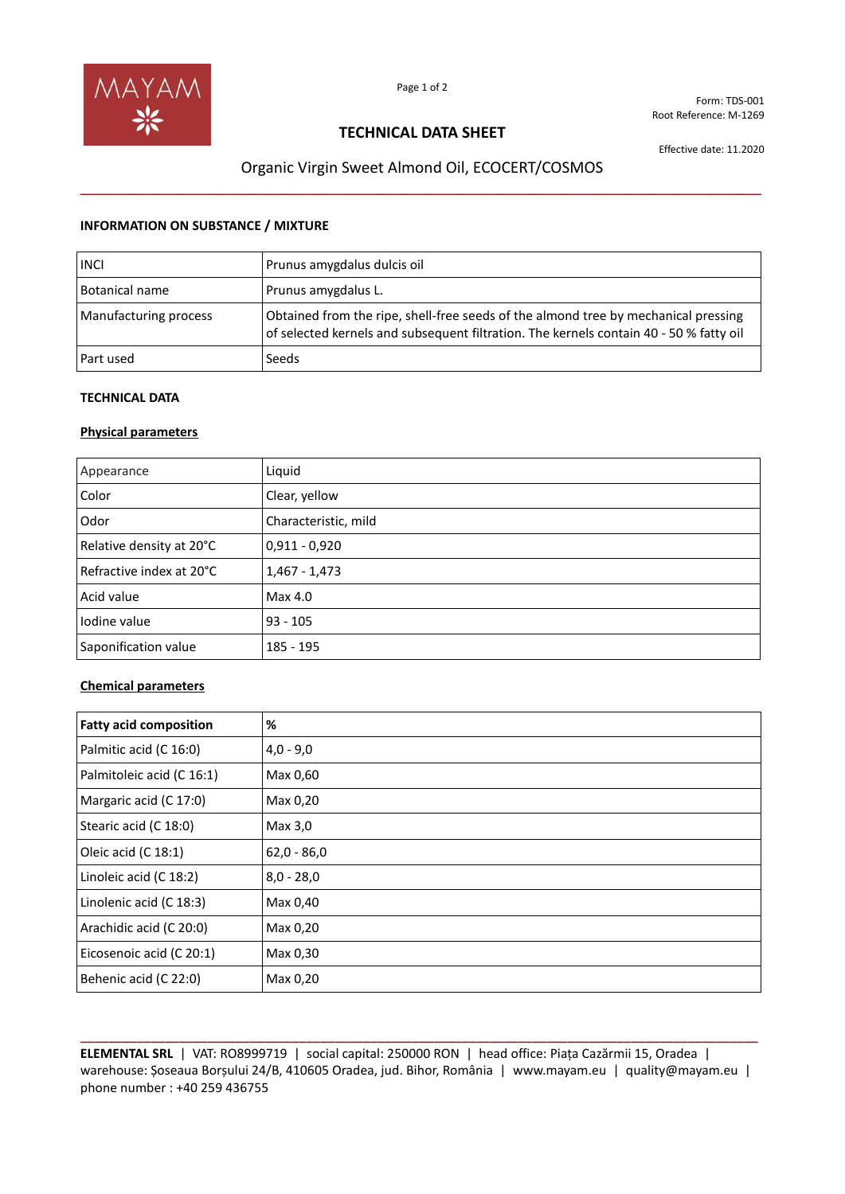Form: TDS-001
Root Reference: M-1269

# TECHNICAL DATA SHEET

Effective date: 11.2020

## Organic Virgin Sweet Almond Oil, ECOCERT/COSMOS

### INFORMATION ON SUBSTANCE / MIXTURE

| | |
|---|---|
| INCI | Prunus amygdalus dulcis oil |
| Botanical name | Prunus amygdalus L. |
| Manufacturing process | Obtained from the ripe, shell-free seeds of the almond tree by mechanical pressing of selected kernels and subsequent filtration. The kernels contain 40 - 50 % fatty oil |
| Part used | Seeds |

### TECHNICAL DATA

**Physical parameters**

| | |
|---|---|
| Appearance | Liquid |
| Color | Clear, yellow |
| Odor | Characteristic, mild |
| Relative density at 20°C | 0,911 - 0,920 |
| Refractive index at 20°C | 1,467 - 1,473 |
| Acid value | Max 4.0 |
| Iodine value | 93 - 105 |
| Saponification value | 185 - 195 |

**Chemical parameters**

| **Fatty acid composition** | **%** |
|---|---|
| Palmitic acid (C 16:0) | 4,0 - 9,0 |
| Palmitoleic acid (C 16:1) | Max 0,60 |
| Margaric acid (C 17:0) | Max 0,20 |
| Stearic acid (C 18:0) | Max 3,0 |
| Oleic acid (C 18:1) | 62,0 - 86,0 |
| Linoleic acid (C 18:2) | 8,0 - 28,0 |
| Linolenic acid (C 18:3) | Max 0,40 |
| Arachidic acid (C 20:0) | Max 0,20 |
| Eicosenoic acid (C 20:1) | Max 0,30 |
| Behenic acid (C 22:0) | Max 0,20 |

**ELEMENTAL SRL** | VAT: RO8999719 | social capital: 250000 RON | head office: Piața Cazărmii 15, Oradea | warehouse: Șoseaua Borșului 24/B, 410605 Oradea, jud. Bihor, România | www.mayam.eu | quality@mayam.eu | phone number : +40 259 436755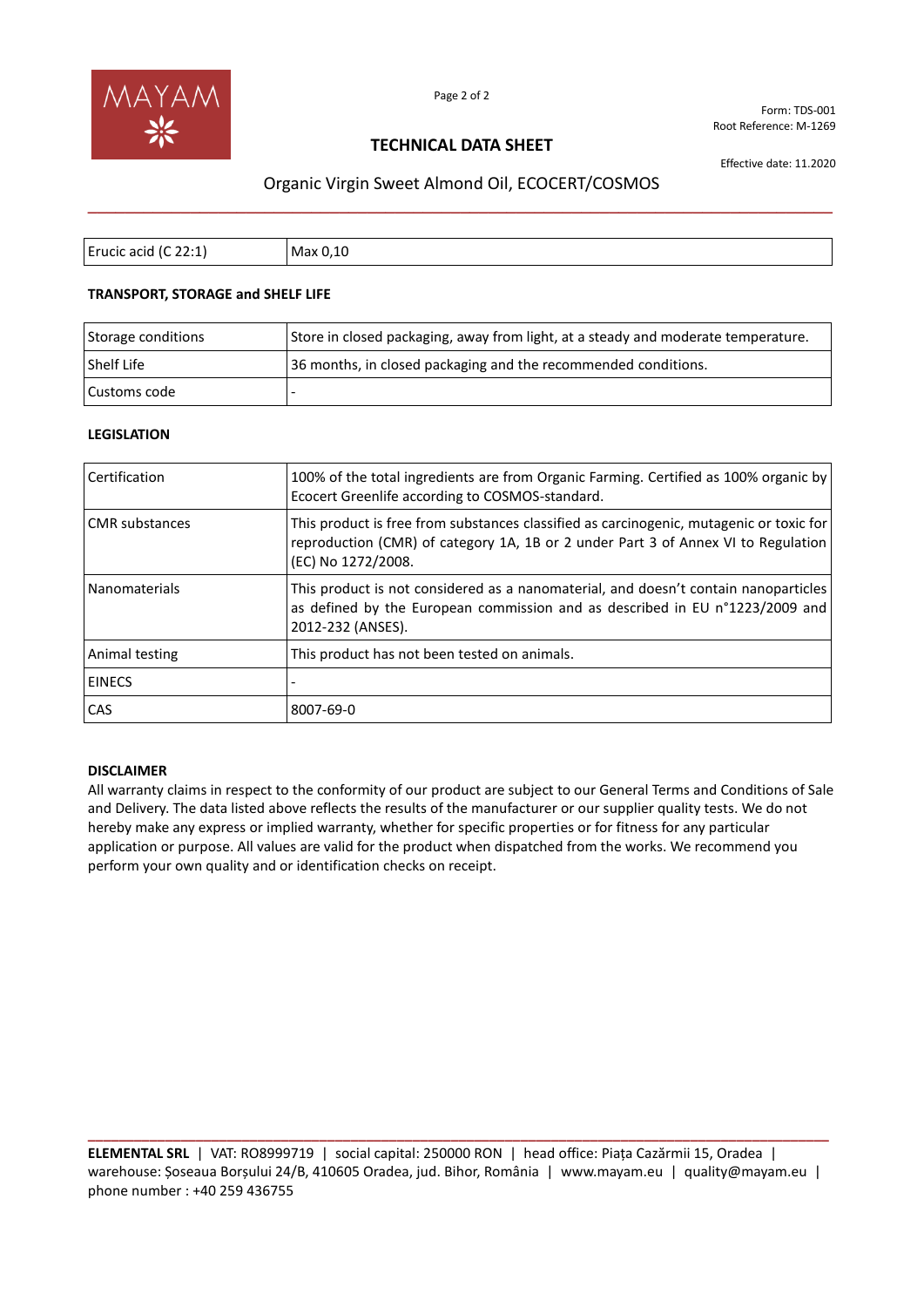| | |
|---|---|
| Erucic acid (C 22:1) | Max 0,10 |

**TRANSPORT, STORAGE and SHELF LIFE**

| | |
|---|---|
| Storage conditions | Store in closed packaging, away from light, at a steady and moderate temperature. |
| Shelf Life | 36 months, in closed packaging and the recommended conditions. |
| Customs code | - |

**LEGISLATION**

| | |
|---|---|
| Certification | 100% of the total ingredients are from Organic Farming. Certified as 100% organic by Ecocert Greenlife according to COSMOS-standard. |
| CMR substances | This product is free from substances classified as carcinogenic, mutagenic or toxic for reproduction (CMR) of category 1A, 1B or 2 under Part 3 of Annex VI to Regulation (EC) No 1272/2008. |
| Nanomaterials | This product is not considered as a nanomaterial, and doesn't contain nanoparticles as defined by the European commission and as described in EU n°1223/2009 and 2012-232 (ANSES). |
| Animal testing | This product has not been tested on animals. |
| EINECS | - |
| CAS | 8007-69-0 |

**DISCLAIMER**

All warranty claims in respect to the conformity of our product are subject to our General Terms and Conditions of Sale and Delivery. The data listed above reflects the results of the manufacturer or our supplier quality tests. We do not hereby make any express or implied warranty, whether for specific properties or for fitness for any particular application or purpose. All values are valid for the product when dispatched from the works. We recommend you perform your own quality and or identification checks on receipt.